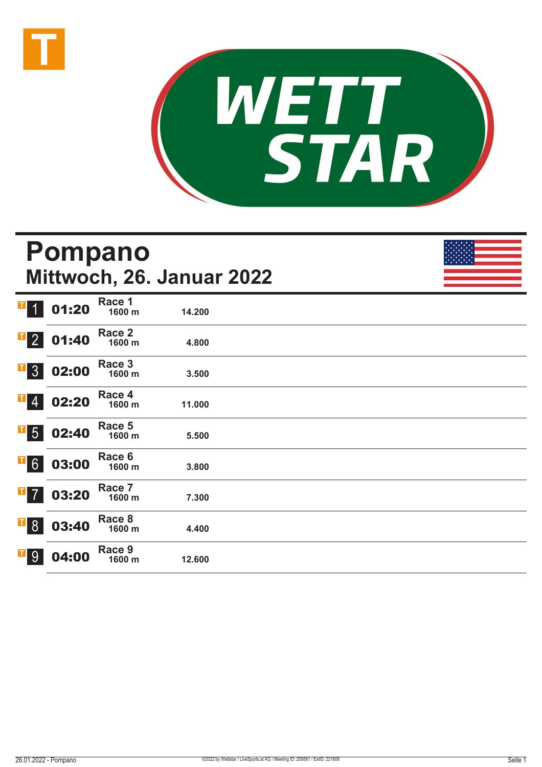# Pompano

## Mittwoch, 26. Januar 2022

| | Zeit | Rennen | Distanz | |
|---|---|---|---|---|
| 1 | 01:20 | Race 1 | 1600 m | 14.200 |
| 2 | 01:40 | Race 2 | 1600 m | 4.800 |
| 3 | 02:00 | Race 3 | 1600 m | 3.500 |
| 4 | 02:20 | Race 4 | 1600 m | 11.000 |
| 5 | 02:40 | Race 5 | 1600 m | 5.500 |
| 6 | 03:00 | Race 6 | 1600 m | 3.800 |
| 7 | 03:20 | Race 7 | 1600 m | 7.300 |
| 8 | 03:40 | Race 8 | 1600 m | 4.400 |
| 9 | 04:00 | Race 9 | 1600 m | 12.600 |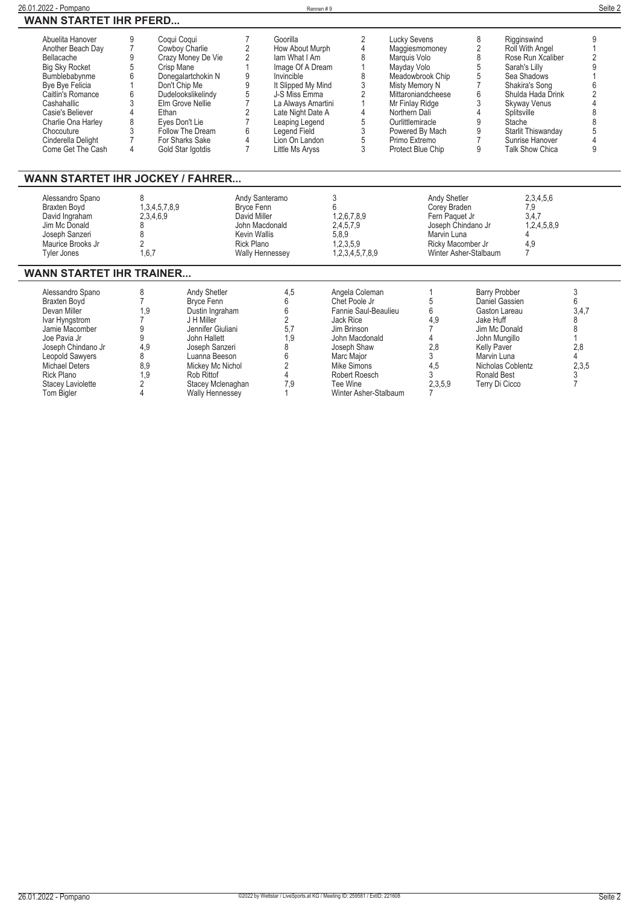## WANN STARTET IHR PFERD...

| Pferd | Rennen | Pferd | Rennen | Pferd | Rennen | Pferd | Rennen | Pferd | Rennen |
|---|---|---|---|---|---|---|---|---|---|
| Abuelita Hanover | 9 | Coqui Coqui | 7 | Goorilla | 2 | Lucky Sevens | 8 | Rigginswind | 9 |
| Another Beach Day | 7 | Cowboy Charlie | 2 | How About Murph | 4 | Maggiesmomoney | 2 | Roll With Angel | 1 |
| Bellacache | 9 | Crazy Money De Vie | 2 | Iam What I Am | 8 | Marquis Volo | 8 | Rose Run Xcaliber | 2 |
| Big Sky Rocket | 5 | Crisp Mane | 1 | Image Of A Dream | 1 | Mayday Volo | 5 | Sarah's Lilly | 9 |
| Bumblebabynme | 6 | Donegalartchokin N | 9 | Invincible | 8 | Meadowbrook Chip | 5 | Sea Shadows | 1 |
| Bye Bye Felicia | 1 | Don't Chip Me | 9 | It Slipped My Mind | 3 | Misty Memory N | 7 | Shakira's Song | 6 |
| Caitlin's Romance | 6 | Dudelookslikelindy | 5 | J-S Miss Emma | 2 | Mittaroniandcheese | 6 | Shulda Hada Drink | 2 |
| Cashahallic | 3 | Elm Grove Nellie | 7 | La Always Amartini | 1 | Mr Finlay Ridge | 3 | Skyway Venus | 4 |
| Casie's Believer | 4 | Ethan | 2 | Late Night Date A | 4 | Northern Dali | 4 | Splitsville | 8 |
| Charlie Ona Harley | 8 | Eyes Don't Lie | 7 | Leaping Legend | 5 | Ourlittlemiracle | 9 | Stache | 8 |
| Chocouture | 3 | Follow The Dream | 6 | Legend Field | 3 | Powered By Mach | 9 | Starlit Thiswanday | 5 |
| Cinderella Delight | 7 | For Sharks Sake | 4 | Lion On Landon | 5 | Primo Extremo | 7 | Sunrise Hanover | 4 |
| Come Get The Cash | 4 | Gold Star Igotdis | 7 | Little Ms Aryss | 3 | Protect Blue Chip | 9 | Talk Show Chica | 9 |

## WANN STARTET IHR JOCKEY / FAHRER...

| Jockey / Fahrer | Rennen | Jockey / Fahrer | Rennen | Jockey / Fahrer | Rennen |
|---|---|---|---|---|---|
| Alessandro Spano | 8 | Andy Santeramo | 3 | Andy Shetler | 2,3,4,5,6 |
| Braxten Boyd | 1,3,4,5,7,8,9 | Bryce Fenn | 6 | Corey Braden | 7,9 |
| David Ingraham | 2,3,4,6,9 | David Miller | 1,2,6,7,8,9 | Fern Paquet Jr | 3,4,7 |
| Jim Mc Donald | 8 | John Macdonald | 2,4,5,7,9 | Joseph Chindano Jr | 1,2,4,5,8,9 |
| Joseph Sanzeri | 8 | Kevin Wallis | 5,8,9 | Marvin Luna | 4 |
| Maurice Brooks Jr | 2 | Rick Plano | 1,2,3,5,9 | Ricky Macomber Jr | 4,9 |
| Tyler Jones | 1,6,7 | Wally Hennessey | 1,2,3,4,5,7,8,9 | Winter Asher-Stalbaum | 7 |

## WANN STARTET IHR TRAINER...

| Trainer | Rennen | Trainer | Rennen | Trainer | Rennen | Trainer | Rennen |
|---|---|---|---|---|---|---|---|
| Alessandro Spano | 8 | Andy Shetler | 4,5 | Angela Coleman | 1 | Barry Probber | 3 |
| Braxten Boyd | 7 | Bryce Fenn | 6 | Chet Poole Jr | 5 | Daniel Gassien | 6 |
| Devan Miller | 1,9 | Dustin Ingraham | 6 | Fannie Saul-Beaulieu | 6 | Gaston Lareau | 3,4,7 |
| Ivar Hyngstrom | 7 | J H Miller | 2 | Jack Rice | 4,9 | Jake Huff | 8 |
| Jamie Macomber | 9 | Jennifer Giuliani | 5,7 | Jim Brinson | 7 | Jim Mc Donald | 8 |
| Joe Pavia Jr | 9 | John Hallett | 1,9 | John Macdonald | 4 | John Mungillo | 1 |
| Joseph Chindano Jr | 4,9 | Joseph Sanzeri | 8 | Joseph Shaw | 2,8 | Kelly Paver | 2,8 |
| Leopold Sawyers | 8 | Luanna Beeson | 6 | Marc Major | 3 | Marvin Luna | 4 |
| Michael Deters | 8,9 | Mickey Mc Nichol | 2 | Mike Simons | 4,5 | Nicholas Coblentz | 2,3,5 |
| Rick Plano | 1,9 | Rob Rittof | 4 | Robert Roesch | 3 | Ronald Best | 3 |
| Stacey Laviolette | 2 | Stacey Mclenaghan | 7,9 | Tee Wine | 2,3,5,9 | Terry Di Cicco | 7 |
| Tom Bigler | 4 | Wally Hennessey | 1 | Winter Asher-Stalbaum | 7 | | |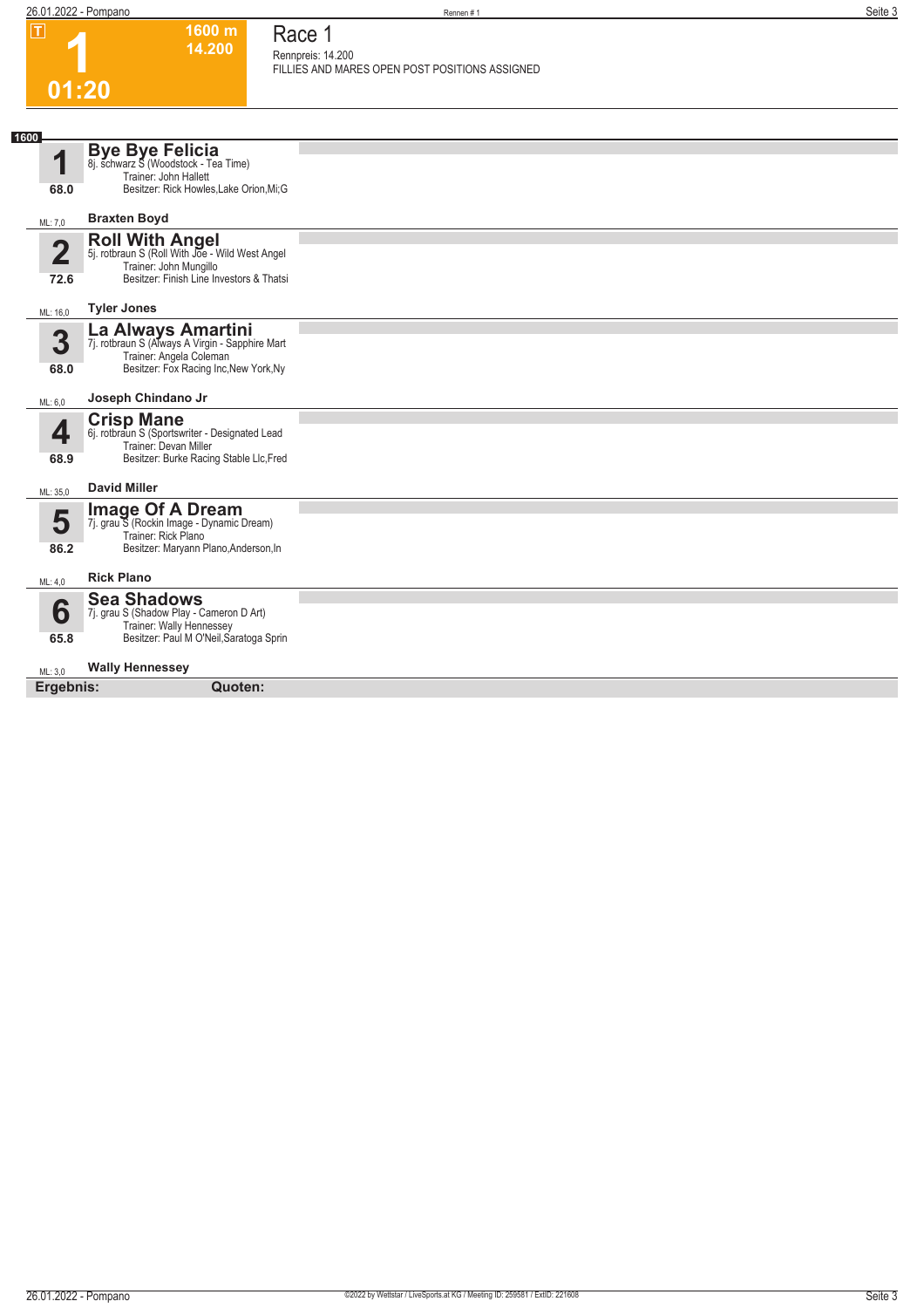**T**

# 1

**01:20**

**1600 m**
**14.200**

## Race 1

Rennpreis: 14.200
FILLIES AND MARES OPEN POST POSITIONS ASSIGNED

**1600**

**1** — **Bye Bye Felicia**
8j. schwarz S (Woodstock - Tea Time)
Trainer: John Hallett
Besitzer: Rick Howles,Lake Orion,Mi;G
68.0
ML: 7,0 — **Braxten Boyd**

**2** — **Roll With Angel**
5j. rotbraun S (Roll With Joe - Wild West Angel
Trainer: John Mungillo
Besitzer: Finish Line Investors & Thatsi
72.6
ML: 16,0 — **Tyler Jones**

**3** — **La Always Amartini**
7j. rotbraun S (Always A Virgin - Sapphire Mart
Trainer: Angela Coleman
Besitzer: Fox Racing Inc,New York,Ny
68.0
ML: 6,0 — **Joseph Chindano Jr**

**4** — **Crisp Mane**
6j. rotbraun S (Sportswriter - Designated Lead
Trainer: Devan Miller
Besitzer: Burke Racing Stable Llc,Fred
68.9
ML: 35,0 — **David Miller**

**5** — **Image Of A Dream**
7j. grau S (Rockin Image - Dynamic Dream)
Trainer: Rick Plano
Besitzer: Maryann Plano,Anderson,In
86.2
ML: 4,0 — **Rick Plano**

**6** — **Sea Shadows**
7j. grau S (Shadow Play - Cameron D Art)
Trainer: Wally Hennessey
Besitzer: Paul M O'Neil,Saratoga Sprin
65.8
ML: 3,0 — **Wally Hennessey**

**Ergebnis:** **Quoten:**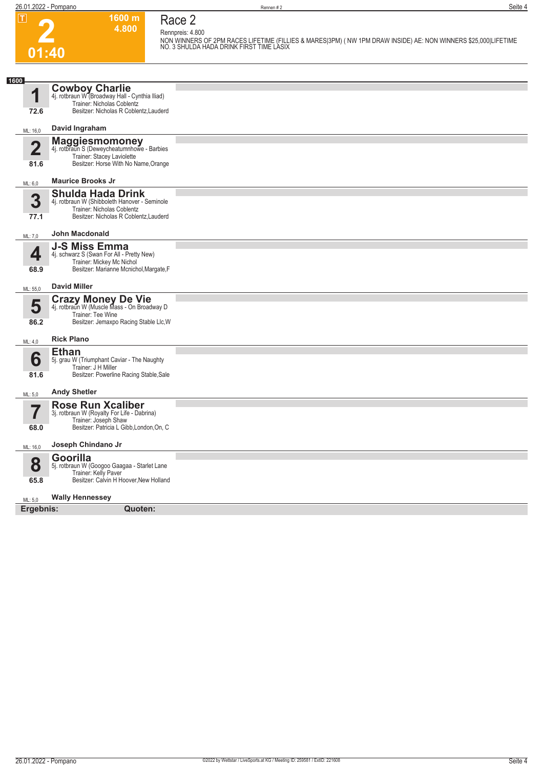# Race 2

**2** — 01:40 — 1600 m — 4.800

Rennpreis: 4.800

NON WINNERS OF 2PM RACES LIFETIME (FILLIES & MARES|3PM) ( NW 1PM DRAW INSIDE) AE: NON WINNERS $25,000|LIFETIME NO. 3 SHULDA HADA DRINK FIRST TIME LASIX

**1600**

**1** **Cowboy Charlie**
4j. rotbraun W (Broadway Hall - Cynthia Iliad)
Trainer: Nicholas Coblentz
Besitzer: Nicholas R Coblentz,Lauderd
72.6
ML: 16,0 — **David Ingraham**

**2** **Maggiesmomoney**
4j. rotbraun S (Deweycheatumnhowe - Barbies
Trainer: Stacey Laviolette
Besitzer: Horse With No Name,Orange
81.6
ML: 6,0 — **Maurice Brooks Jr**

**3** **Shulda Hada Drink**
4j. rotbraun W (Shibboleth Hanover - Seminole
Trainer: Nicholas Coblentz
Besitzer: Nicholas R Coblentz,Lauderd
77.1
ML: 7,0 — **John Macdonald**

**4** **J-S Miss Emma**
4j. schwarz S (Swan For All - Pretty New)
Trainer: Mickey Mc Nichol
Besitzer: Marianne Mcnichol,Margate,F
68.9
ML: 55,0 — **David Miller**

**5** **Crazy Money De Vie**
4j. rotbraun W (Muscle Mass - On Broadway D
Trainer: Tee Wine
Besitzer: Jemaxpo Racing Stable Llc,W
86.2
ML: 4,0 — **Rick Plano**

**6** **Ethan**
5j. grau W (Triumphant Caviar - The Naughty
Trainer: J H Miller
Besitzer: Powerline Racing Stable,Sale
81.6
ML: 5,0 — **Andy Shetler**

**7** **Rose Run Xcaliber**
3j. rotbraun W (Royalty For Life - Dabrina)
Trainer: Joseph Shaw
Besitzer: Patricia L Gibb,London,On, C
68.0
ML: 16,0 — **Joseph Chindano Jr**

**8** **Goorilla**
5j. rotbraun W (Googoo Gaagaa - Starlet Lane
Trainer: Kelly Paver
Besitzer: Calvin H Hoover,New Holland
65.8
ML: 5,0 — **Wally Hennessey**

**Ergebnis:** **Quoten:**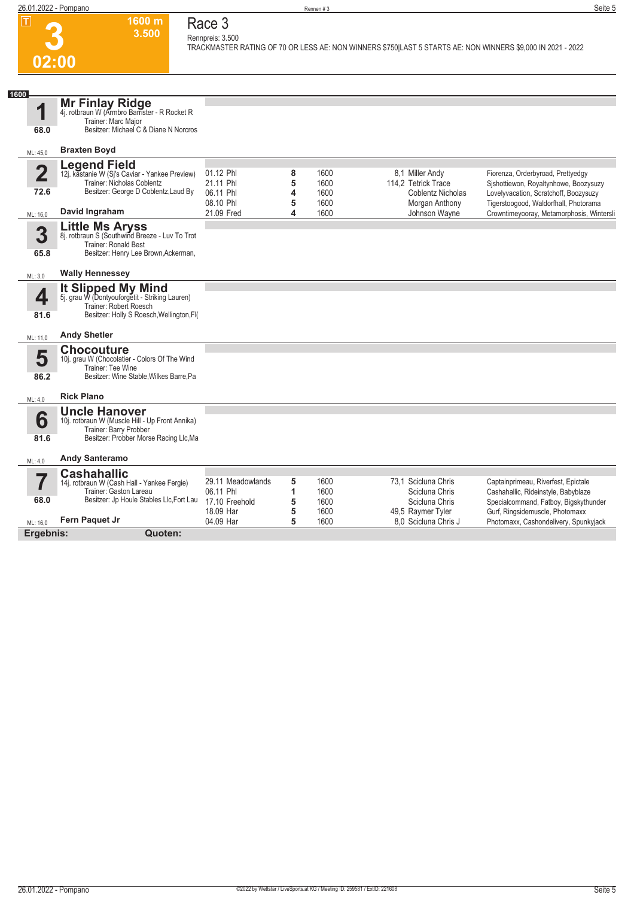**3** **02:00** — **1600 m** **3.500**

# Race 3

Rennpreis: 3.500

TRACKMASTER RATING OF 70 OR LESS AE: NON WINNERS $750|LAST 5 STARTS AE: NON WINNERS $9,000 IN 2021 - 2022

**1600**

## 1 Mr Finlay Ridge

4j. rotbraun W (Armbro Barrister - R Rocket R

Trainer: Marc Major

Besitzer: Michael C & Diane N Norcros

68.0 — ML: 45,0 — **Braxten Boyd**

## 2 Legend Field

12j. kastanie W (Sj's Caviar - Yankee Preview)

Trainer: Nicholas Coblentz

Besitzer: George D Coblentz,Laud By

72.6 — ML: 16,0 — **David Ingraham**

| Datum | Platz | Distanz | Quote / Fahrer | Einlauf |
|---|---|---|---|---|
| 01.12 Phl | 8 | 1600 | 8,1 Miller Andy | Fiorenza, Orderbyroad, Prettyedgy |
| 21.11 Phl | 5 | 1600 | 114,2 Tetrick Trace | Sjshottiewon, Royaltynhowe, Boozysuzy |
| 06.11 Phl | 4 | 1600 | Coblentz Nicholas | Lovelyvacation, Scratchoff, Boozysuzy |
| 08.10 Phl | 5 | 1600 | Morgan Anthony | Tigerstoogood, Waldorfhall, Photorama |
| 21.09 Fred | 4 | 1600 | Johnson Wayne | Crowntimeyooray, Metamorphosis, Wintersli |

## 3 Little Ms Aryss

8j. rotbraun S (Southwind Breeze - Luv To Trot

Trainer: Ronald Best

Besitzer: Henry Lee Brown,Ackerman,

65.8 — ML: 3,0 — **Wally Hennessey**

## 4 It Slipped My Mind

5j. grau W (Dontyouforgetit - Striking Lauren)

Trainer: Robert Roesch

Besitzer: Holly S Roesch,Wellington,Fl(

81.6 — ML: 11,0 — **Andy Shetler**

## 5 Chocouture

10j. grau W (Chocolatier - Colors Of The Wind

Trainer: Tee Wine

Besitzer: Wine Stable,Wilkes Barre,Pa

86.2 — ML: 4,0 — **Rick Plano**

## 6 Uncle Hanover

10j. rotbraun W (Muscle Hill - Up Front Annika)

Trainer: Barry Probber

Besitzer: Probber Morse Racing Llc,Ma

81.6 — ML: 4,0 — **Andy Santeramo**

## 7 Cashahallic

14j. rotbraun W (Cash Hall - Yankee Fergie)

Trainer: Gaston Lareau

Besitzer: Jp Houle Stables Llc,Fort Lau

68.0 — ML: 16,0 — **Fern Paquet Jr**

| Datum | Platz | Distanz | Quote / Fahrer | Einlauf |
|---|---|---|---|---|
| 29.11 Meadowlands | 5 | 1600 | 73,1 Scicluna Chris | Captainprimeau, Riverfest, Epictale |
| 06.11 Phl | 1 | 1600 | Scicluna Chris | Cashahallic, Rideinstyle, Babyblaze |
| 17.10 Freehold | 5 | 1600 | Scicluna Chris | Specialcommand, Fatboy, Bigskythunder |
| 18.09 Har | 5 | 1600 | 49,5 Raymer Tyler | Gurf, Ringsidemuscle, Photomaxx |
| 04.09 Har | 5 | 1600 | 8,0 Scicluna Chris J | Photomaxx, Cashondelivery, Spunkyjack |

**Ergebnis:** **Quoten:**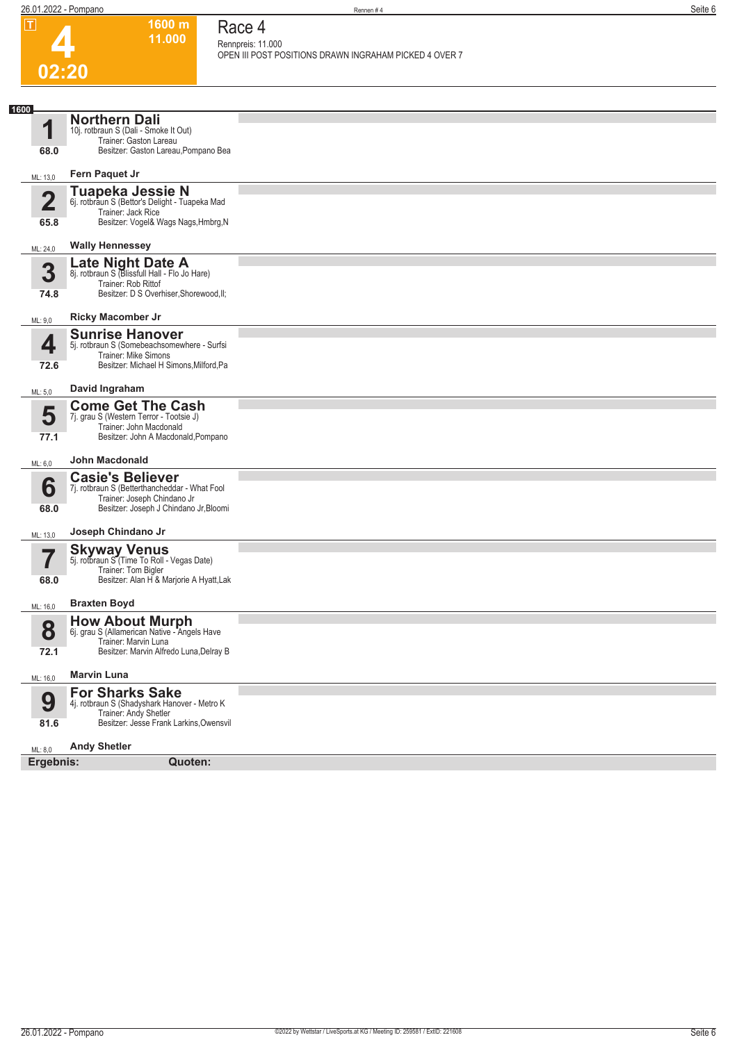# Race 4

**4** — 02:20 — 1600 m — 11.000

Rennpreis: 11.000

OPEN III POST POSITIONS DRAWN INGRAHAM PICKED 4 OVER 7

**1600**

| Nr. | Pferd | Details | Fahrer | ML |
|---|---|---|---|---|
| 1 (68.0) | **Northern Dali** | 10j. rotbraun S (Dali - Smoke It Out)<br>Trainer: Gaston Lareau<br>Besitzer: Gaston Lareau,Pompano Bea | Fern Paquet Jr | 13,0 |
| 2 (65.8) | **Tuapeka Jessie N** | 6j. rotbraun S (Bettor's Delight - Tuapeka Mad<br>Trainer: Jack Rice<br>Besitzer: Vogel& Wags Nags,Hmbrg,N | Wally Hennessey | 24,0 |
| 3 (74.8) | **Late Night Date A** | 8j. rotbraun S (Blissfull Hall - Flo Jo Hare)<br>Trainer: Rob Rittof<br>Besitzer: D S Overhiser,Shorewood,Il; | Ricky Macomber Jr | 9,0 |
| 4 (72.6) | **Sunrise Hanover** | 5j. rotbraun S (Somebeachsomewhere - Surfsi<br>Trainer: Mike Simons<br>Besitzer: Michael H Simons,Milford,Pa | David Ingraham | 5,0 |
| 5 (77.1) | **Come Get The Cash** | 7j. grau S (Western Terror - Tootsie J)<br>Trainer: John Macdonald<br>Besitzer: John A Macdonald,Pompano | John Macdonald | 6,0 |
| 6 (68.0) | **Casie's Believer** | 7j. rotbraun S (Betterthancheddar - What Fool<br>Trainer: Joseph Chindano Jr<br>Besitzer: Joseph J Chindano Jr,Bloomi | Joseph Chindano Jr | 13,0 |
| 7 (68.0) | **Skyway Venus** | 5j. rotbraun S (Time To Roll - Vegas Date)<br>Trainer: Tom Bigler<br>Besitzer: Alan H & Marjorie A Hyatt,Lak | Braxten Boyd | 16,0 |
| 8 (72.1) | **How About Murph** | 6j. grau S (Allamerican Native - Angels Have<br>Trainer: Marvin Luna<br>Besitzer: Marvin Alfredo Luna,Delray B | Marvin Luna | 16,0 |
| 9 (81.6) | **For Sharks Sake** | 4j. rotbraun S (Shadyshark Hanover - Metro K<br>Trainer: Andy Shetler<br>Besitzer: Jesse Frank Larkins,Owensvil | Andy Shetler | 8,0 |

**Ergebnis:** **Quoten:**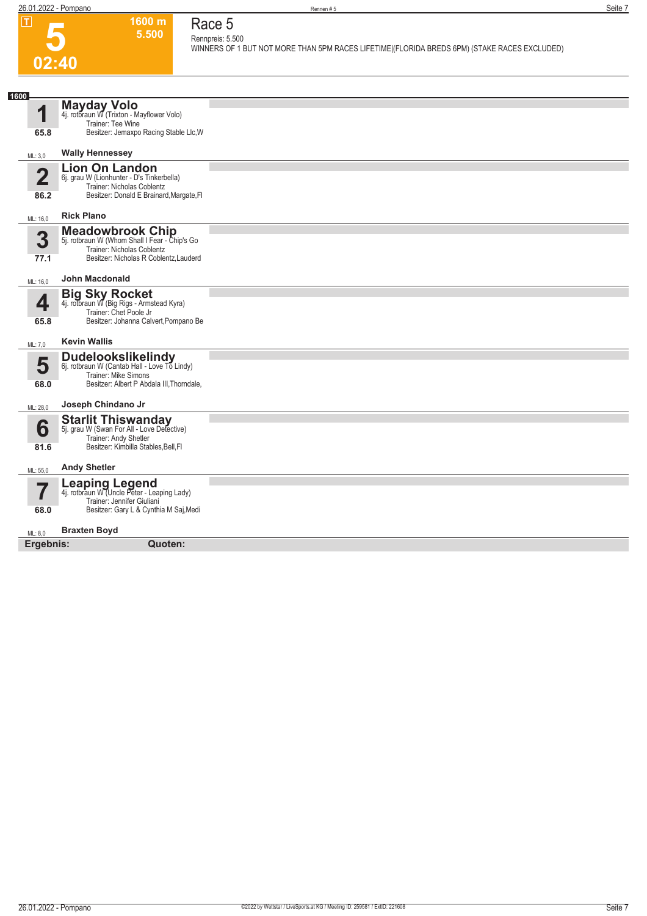**T**

# 5

**02:40**

**1600 m**
**5.500**

# Race 5

Rennpreis: 5.500

WINNERS OF 1 BUT NOT MORE THAN 5PM RACES LIFETIME|(FLORIDA BREDS 6PM) (STAKE RACES EXCLUDED)

**1600**

| Nr. | Pferd | ML |
|---|---|---|
| **1** (65.8) | **Mayday Volo**<br>4j. rotbraun W (Trixton - Mayflower Volo)<br>Trainer: Tee Wine<br>Besitzer: Jemaxpo Racing Stable Llc,W<br>**Wally Hennessey** | ML: 3,0 |
| **2** (86.2) | **Lion On Landon**<br>6j. grau W (Lionhunter - D's Tinkerbella)<br>Trainer: Nicholas Coblentz<br>Besitzer: Donald E Brainard,Margate,Fl<br>**Rick Plano** | ML: 16,0 |
| **3** (77.1) | **Meadowbrook Chip**<br>5j. rotbraun W (Whom Shall I Fear - Chip's Go<br>Trainer: Nicholas Coblentz<br>Besitzer: Nicholas R Coblentz,Lauderd<br>**John Macdonald** | ML: 16,0 |
| **4** (65.8) | **Big Sky Rocket**<br>4j. rotbraun W (Big Rigs - Armstead Kyra)<br>Trainer: Chet Poole Jr<br>Besitzer: Johanna Calvert,Pompano Be<br>**Kevin Wallis** | ML: 7,0 |
| **5** (68.0) | **Dudelookslikelindy**<br>6j. rotbraun W (Cantab Hall - Love To Lindy)<br>Trainer: Mike Simons<br>Besitzer: Albert P Abdala III,Thorndale,<br>**Joseph Chindano Jr** | ML: 28,0 |
| **6** (81.6) | **Starlit Thiswanday**<br>5j. grau W (Swan For All - Love Detective)<br>Trainer: Andy Shetler<br>Besitzer: Kimbilla Stables,Bell,Fl<br>**Andy Shetler** | ML: 55,0 |
| **7** (68.0) | **Leaping Legend**<br>4j. rotbraun W (Uncle Peter - Leaping Lady)<br>Trainer: Jennifer Giuliani<br>Besitzer: Gary L & Cynthia M Saj,Medi<br>**Braxten Boyd** | ML: 8,0 |

**Ergebnis:** **Quoten:**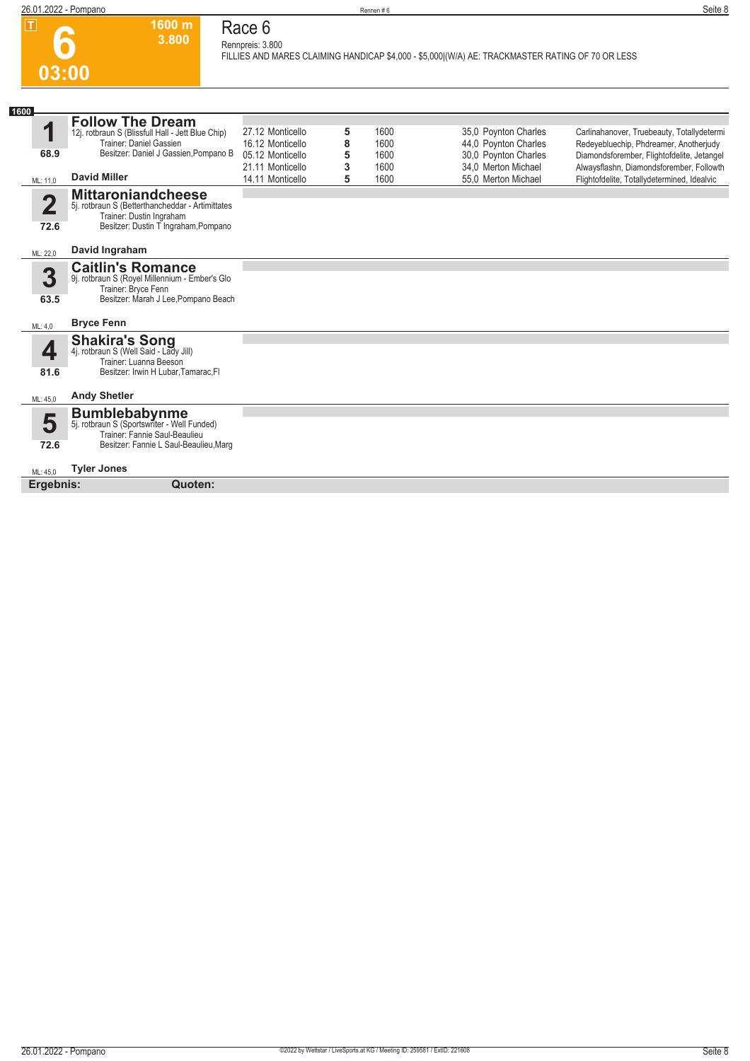# Race 6

**6** — 03:00 — 1600 m — 3.800

Rennpreis: 3.800

FILLIES AND MARES CLAIMING HANDICAP $4,000 - $5,000|(W/A) AE: TRACKMASTER RATING OF 70 OR LESS

**1600**

## 1 Follow The Dream

12j. rotbraun S (Blissfull Hall - Jett Blue Chip)
Trainer: Daniel Gassien
Besitzer: Daniel J Gassien,Pompano B
68.9
ML: 11,0
**David Miller**

| Datum | Bahn | Platz | Distanz | Quote | Fahrer | Erste Drei |
|---|---|---|---|---|---|---|
| 27.12 | Monticello | 5 | 1600 | 35,0 | Poynton Charles | Carlinahanover, Truebeauty, Totallydetermi |
| 16.12 | Monticello | 8 | 1600 | 44,0 | Poynton Charles | Redeyebluechip, Phdreamer, Anotherjudy |
| 05.12 | Monticello | 5 | 1600 | 30,0 | Poynton Charles | Diamondsforember, Flightofdelite, Jetangel |
| 21.11 | Monticello | 3 | 1600 | 34,0 | Merton Michael | Alwaysflashn, Diamondsforember, Followth |
| 14.11 | Monticello | 5 | 1600 | 55,0 | Merton Michael | Flightofdelite, Totallydetermined, Idealvic |

## 2 Mittaroniandcheese

5j. rotbraun S (Betterthancheddar - Artimittates)
Trainer: Dustin Ingraham
Besitzer: Dustin T Ingraham,Pompano
72.6
ML: 22,0
**David Ingraham**

## 3 Caitlin's Romance

9j. rotbraun S (Royel Millennium - Ember's Glo
Trainer: Bryce Fenn
Besitzer: Marah J Lee,Pompano Beach
63.5
ML: 4,0
**Bryce Fenn**

## 4 Shakira's Song

4j. rotbraun S (Well Said - Lady Jill)
Trainer: Luanna Beeson
Besitzer: Irwin H Lubar,Tamarac,Fl
81.6
ML: 45,0
**Andy Shetler**

## 5 Bumblebabynme

5j. rotbraun S (Sportswriter - Well Funded)
Trainer: Fannie Saul-Beaulieu
Besitzer: Fannie L Saul-Beaulieu,Marg
72.6
ML: 45,0
**Tyler Jones**

**Ergebnis:** **Quoten:**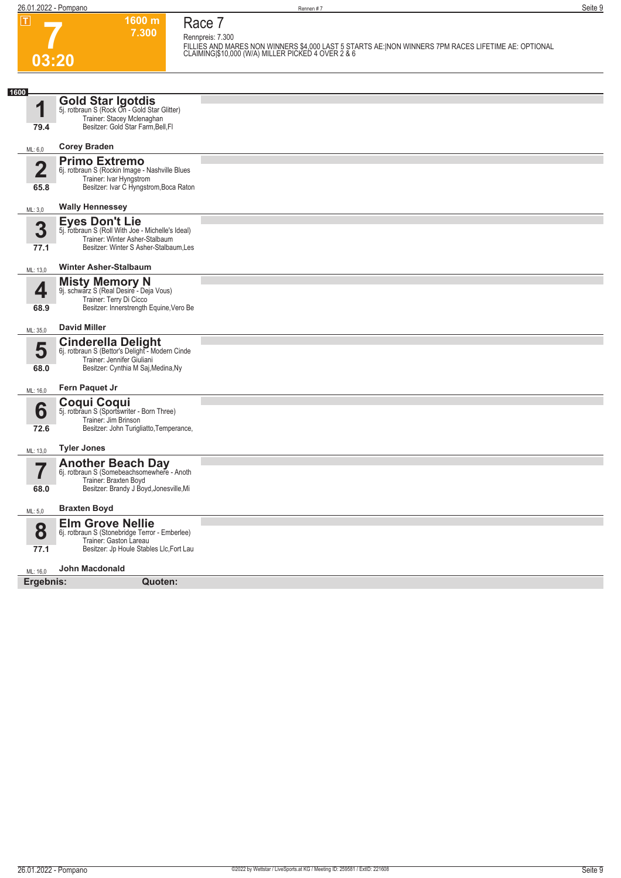**T**

# 7

**1600 m**
**7.300**

**03:20**

## Race 7

Rennpreis: 7.300

FILLIES AND MARES NON WINNERS $4,000 LAST 5 STARTS AE:|NON WINNERS 7PM RACES LIFETIME AE: OPTIONAL CLAIMING|$10,000 (W/A) MILLER PICKED 4 OVER 2 & 6

**1600**

**1** **Gold Star Igotdis**
5j. rotbraun S (Rock On - Gold Star Glitter)
Trainer: Stacey Mclenaghan
Besitzer: Gold Star Farm,Bell,Fl
79.4
ML: 6,0 — **Corey Braden**

**2** **Primo Extremo**
6j. rotbraun S (Rockin Image - Nashville Blues
Trainer: Ivar Hyngstrom
Besitzer: Ivar C Hyngstrom,Boca Raton
65.8
ML: 3,0 — **Wally Hennessey**

**3** **Eyes Don't Lie**
5j. rotbraun S (Roll With Joe - Michelle's Ideal)
Trainer: Winter Asher-Stalbaum
Besitzer: Winter S Asher-Stalbaum,Les
77.1
ML: 13,0 — **Winter Asher-Stalbaum**

**4** **Misty Memory N**
9j. schwarz S (Real Desire - Deja Vous)
Trainer: Terry Di Cicco
Besitzer: Innerstrength Equine,Vero Be
68.9
ML: 35,0 — **David Miller**

**5** **Cinderella Delight**
6j. rotbraun S (Bettor's Delight - Modern Cinde
Trainer: Jennifer Giuliani
Besitzer: Cynthia M Saj,Medina,Ny
68.0
ML: 16,0 — **Fern Paquet Jr**

**6** **Coqui Coqui**
5j. rotbraun S (Sportswriter - Born Three)
Trainer: Jim Brinson
Besitzer: John Turigliatto,Temperance,
72.6
ML: 13,0 — **Tyler Jones**

**7** **Another Beach Day**
6j. rotbraun S (Somebeachsomewhere - Anoth
Trainer: Braxten Boyd
Besitzer: Brandy J Boyd,Jonesville,Mi
68.0
ML: 5,0 — **Braxten Boyd**

**8** **Elm Grove Nellie**
6j. rotbraun S (Stonebridge Terror - Emberlee)
Trainer: Gaston Lareau
Besitzer: Jp Houle Stables Llc,Fort Lau
77.1
ML: 16,0 — **John Macdonald**

**Ergebnis:** **Quoten:**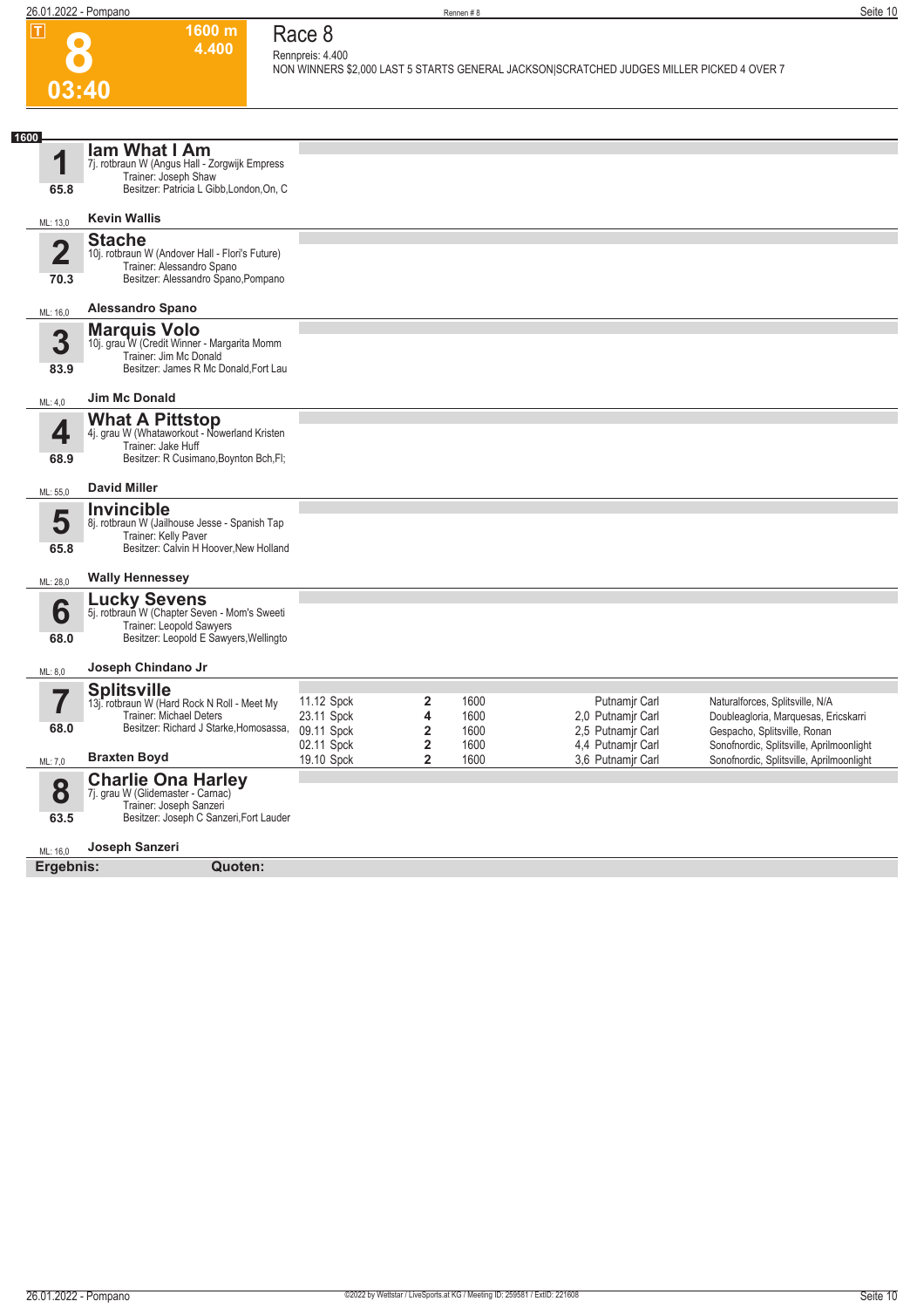# 8

**1600 m**
**4.400**

**03:40**

## Race 8

Rennpreis: 4.400

NON WINNERS $2,000 LAST 5 STARTS GENERAL JACKSON|SCRATCHED JUDGES MILLER PICKED 4 OVER 7

**1600**

### 1 Iam What I Am
7j. rotbraun W (Angus Hall - Zorgwijk Empress
Trainer: Joseph Shaw
Besitzer: Patricia L Gibb,London,On, C
65.8
ML: 13,0
**Kevin Wallis**

### 2 Stache
10j. rotbraun W (Andover Hall - Flori's Future)
Trainer: Alessandro Spano
Besitzer: Alessandro Spano,Pompano
70.3
ML: 16,0
**Alessandro Spano**

### 3 Marquis Volo
10j. grau W (Credit Winner - Margarita Momm
Trainer: Jim Mc Donald
Besitzer: James R Mc Donald,Fort Lau
83.9
ML: 4,0
**Jim Mc Donald**

### 4 What A Pittstop
4j. grau W (Whataworkout - Nowerland Kristen
Trainer: Jake Huff
Besitzer: R Cusimano,Boynton Bch,Fl;
68.9
ML: 55,0
**David Miller**

### 5 Invincible
8j. rotbraun W (Jailhouse Jesse - Spanish Tap
Trainer: Kelly Paver
Besitzer: Calvin H Hoover,New Holland
65.8
ML: 28,0
**Wally Hennessey**

### 6 Lucky Sevens
5j. rotbraun W (Chapter Seven - Mom's Sweeti
Trainer: Leopold Sawyers
Besitzer: Leopold E Sawyers,Wellingto
68.0
ML: 8,0
**Joseph Chindano Jr**

### 7 Splitsville
13j. rotbraun W (Hard Rock N Roll - Meet My
Trainer: Michael Deters
Besitzer: Richard J Starke,Homosassa,
68.0
ML: 7,0
**Braxten Boyd**

| Datum | Platz | Distanz | Quote / Fahrer | Einlauf |
|---|---|---|---|---|
| 11.12 Spck | 2 | 1600 | Putnamjr Carl | Naturalforces, Splitsville, N/A |
| 23.11 Spck | 4 | 1600 | 2,0 Putnamjr Carl | Doubleagloria, Marquesas, Ericskarri |
| 09.11 Spck | 2 | 1600 | 2,5 Putnamjr Carl | Gespacho, Splitsville, Ronan |
| 02.11 Spck | 2 | 1600 | 4,4 Putnamjr Carl | Sonofnordic, Splitsville, Aprilmoonlight |
| 19.10 Spck | 2 | 1600 | 3,6 Putnamjr Carl | Sonofnordic, Splitsville, Aprilmoonlight |

### 8 Charlie Ona Harley
7j. grau W (Glidemaster - Camac)
Trainer: Joseph Sanzeri
Besitzer: Joseph C Sanzeri,Fort Lauder
63.5
ML: 16,0
**Joseph Sanzeri**

**Ergebnis:** **Quoten:**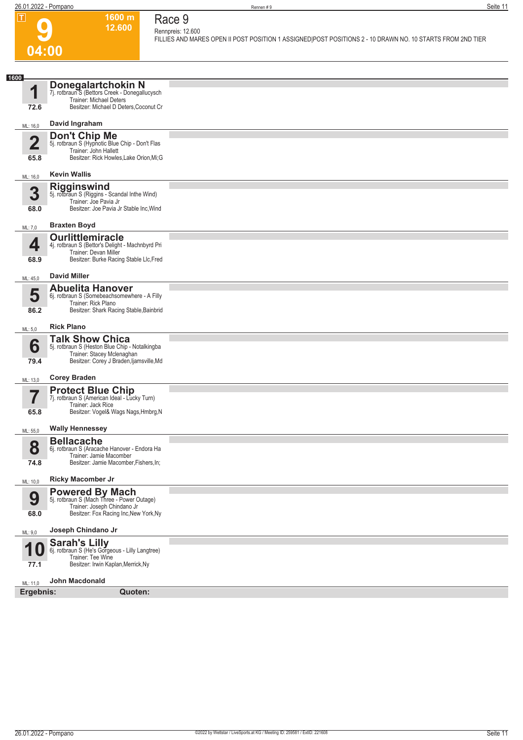# 9

**04:00**

**1600 m**
**12.600**

## Race 9

Rennpreis: 12.600

FILLIES AND MARES OPEN II POST POSITION 1 ASSIGNED|POST POSITIONS 2 - 10 DRAWN NO. 10 STARTS FROM 2ND TIER

**1600**

**1** **Donegalartchokin N**
7j. rotbraun S (Bettors Creek - Donegallucysch
Trainer: Michael Deters
Besitzer: Michael D Deters,Coconut Cr
72.6
ML: 16,0 **David Ingraham**

**2** **Don't Chip Me**
5j. rotbraun S (Hypnotic Blue Chip - Don't Flas
Trainer: John Hallett
Besitzer: Rick Howles,Lake Orion,Mi;G
65.8
ML: 16,0 **Kevin Wallis**

**3** **Rigginswind**
5j. rotbraun S (Riggins - Scandal Inthe Wind)
Trainer: Joe Pavia Jr
Besitzer: Joe Pavia Jr Stable Inc,Wind
68.0
ML: 7,0 **Braxten Boyd**

**4** **Ourlittlemiracle**
4j. rotbraun S (Bettor's Delight - Machnbyrd Pri
Trainer: Devan Miller
Besitzer: Burke Racing Stable Llc,Fred
68.9
ML: 45,0 **David Miller**

**5** **Abuelita Hanover**
6j. rotbraun S (Somebeachsomewhere - A Filly
Trainer: Rick Plano
Besitzer: Shark Racing Stable,Bainbrid
86.2
ML: 5,0 **Rick Plano**

**6** **Talk Show Chica**
5j. rotbraun S (Heston Blue Chip - Notalkingba
Trainer: Stacey Mclenaghan
Besitzer: Corey J Braden,Ijamsville,Md
79.4
ML: 13,0 **Corey Braden**

**7** **Protect Blue Chip**
7j. rotbraun S (American Ideal - Lucky Turn)
Trainer: Jack Rice
Besitzer: Vogel& Wags Nags,Hmbrg,N
65.8
ML: 55,0 **Wally Hennessey**

**8** **Bellacache**
6j. rotbraun S (Aracache Hanover - Endora Ha
Trainer: Jamie Macomber
Besitzer: Jamie Macomber,Fishers,In;
74.8
ML: 10,0 **Ricky Macomber Jr**

**9** **Powered By Mach**
5j. rotbraun S (Mach Three - Power Outage)
Trainer: Joseph Chindano Jr
Besitzer: Fox Racing Inc,New York,Ny
68.0
ML: 9,0 **Joseph Chindano Jr**

**10** **Sarah's Lilly**
6j. rotbraun S (He's Gorgeous - Lilly Langtree)
Trainer: Tee Wine
Besitzer: Irwin Kaplan,Merrick,Ny
77.1
ML: 11,0 **John Macdonald**

**Ergebnis:** **Quoten:**